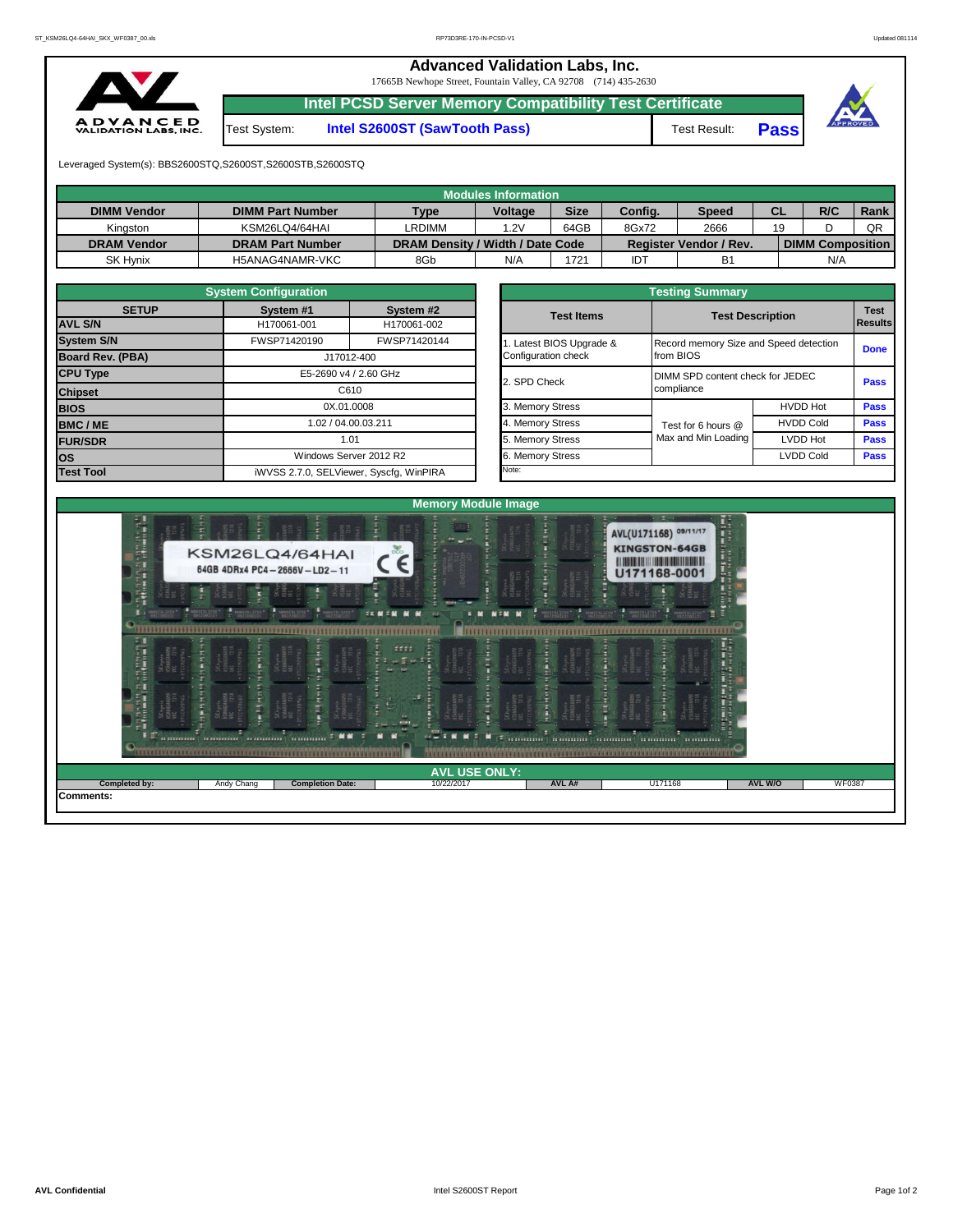# Advanced Validation Labs, Inc.

17665B Newhope Street, Fountain Valley, CA 92708 (714) 435-2630

## Intel PCSD Server Memory Compatibility Test Certificate

Test System: **Intel S2600ST (SawTooth Pass)** Test Result: **Pass**

Leveraged System(s): BBS2600STQ,S2600ST,S2600STB,S2600STQ

| Modules Information | | | | | | | | | |
|---|---|---|---|---|---|---|---|---|---|
| **DIMM Vendor** | **DIMM Part Number** | **Type** | **Voltage** | **Size** | **Config.** | **Speed** | **CL** | **R/C** | **Rank** |
| Kingston | KSM26LQ4/64HAI | LRDIMM | 1.2V | 64GB | 8Gx72 | 2666 | 19 | D | QR |
| **DRAM Vendor** | **DRAM Part Number** | **DRAM Density / Width / Date Code** | | | **Register Vendor / Rev.** | | **DIMM Composition** | | |
| SK Hynix | H5ANAG4NAMR-VKC | 8Gb | N/A | 1721 | IDT | B1 | N/A | | |

| System Configuration | | |
|---|---|---|
| **SETUP** | **System #1** | **System #2** |
| **AVL S/N** | H170061-001 | H170061-002 |
| **System S/N** | FWSP71420190 | FWSP71420144 |
| **Board Rev. (PBA)** | J17012-400 | |
| **CPU Type** | E5-2690 v4 / 2.60 GHz | |
| **Chipset** | C610 | |
| **BIOS** | 0X.01.0008 | |
| **BMC / ME** | 1.02 / 04.00.03.211 | |
| **FUR/SDR** | 1.01 | |
| **OS** | Windows Server 2012 R2 | |
| **Test Tool** | iWVSS 2.7.0, SELViewer, Syscfg, WinPIRA | |

| Testing Summary | | | |
|---|---|---|---|
| **Test Items** | **Test Description** | | **Test Results** |
| 1. Latest BIOS Upgrade & Configuration check | Record memory Size and Speed detection from BIOS | | **Done** |
| 2. SPD Check | DIMM SPD content check for JEDEC compliance | | **Pass** |
| 3. Memory Stress | Test for 6 hours @ Max and Min Loading | HVDD Hot | **Pass** |
| 4. Memory Stress | | HVDD Cold | **Pass** |
| 5. Memory Stress | | LVDD Hot | **Pass** |
| 6. Memory Stress | | LVDD Cold | **Pass** |
| Note: | | | |

## Memory Module Image

## AVL USE ONLY:

| **Completed by:** | Andy Chang | **Completion Date:** | 10/22/2017 | **AVL A#** | U171168 | **AVL W/O** | WF0387 |
|---|---|---|---|---|---|---|---|

**Comments:**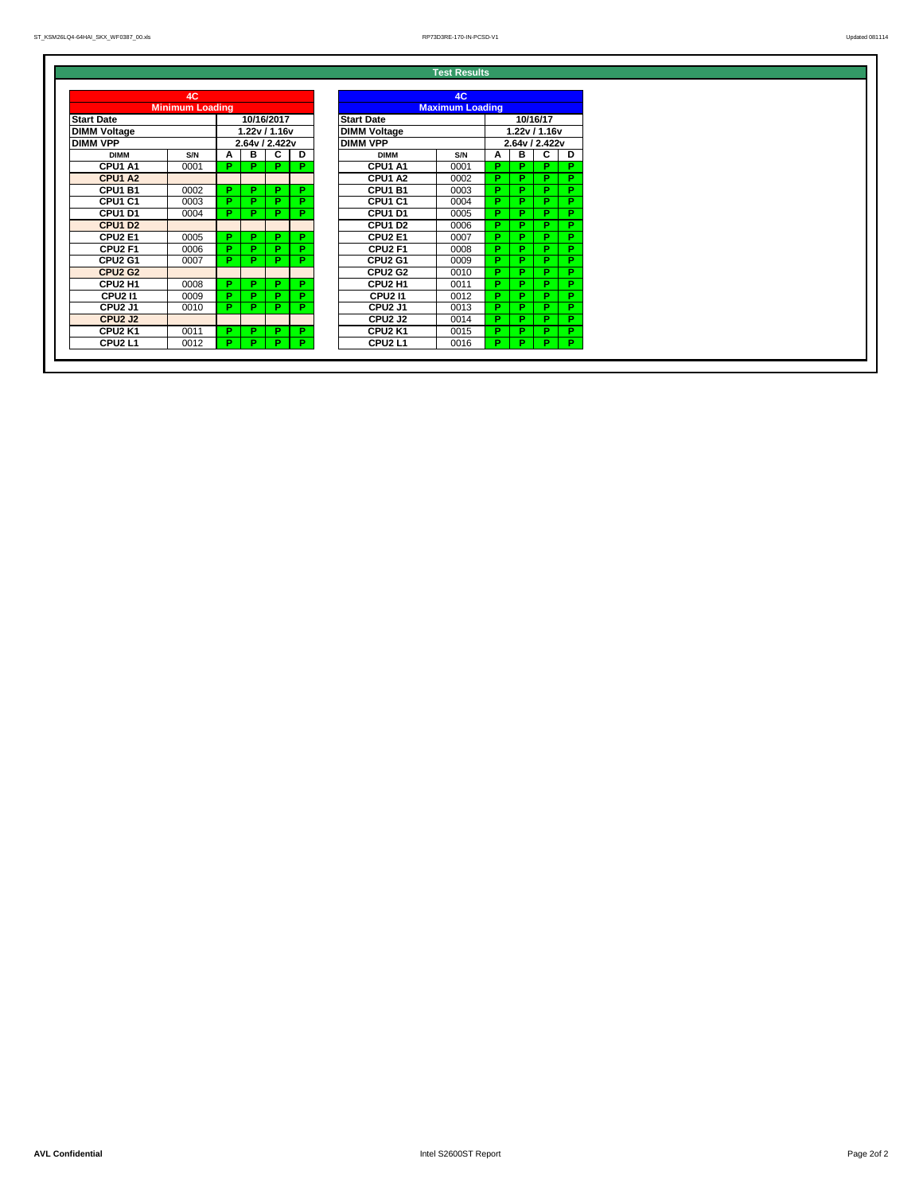## Test Results

| 4C Minimum Loading | | | | | |
| --- | --- | --- | --- | --- | --- |
| Start Date | | 10/16/2017 | | | |
| DIMM Voltage | | 1.22v / 1.16v | | | |
| DIMM VPP | | 2.64v / 2.422v | | | |
| DIMM | S/N | A | B | C | D |
| CPU1 A1 | 0001 | P | P | P | P |
| CPU1 A2 | | | | | |
| CPU1 B1 | 0002 | P | P | P | P |
| CPU1 C1 | 0003 | P | P | P | P |
| CPU1 D1 | 0004 | P | P | P | P |
| CPU1 D2 | | | | | |
| CPU2 E1 | 0005 | P | P | P | P |
| CPU2 F1 | 0006 | P | P | P | P |
| CPU2 G1 | 0007 | P | P | P | P |
| CPU2 G2 | | | | | |
| CPU2 H1 | 0008 | P | P | P | P |
| CPU2 I1 | 0009 | P | P | P | P |
| CPU2 J1 | 0010 | P | P | P | P |
| CPU2 J2 | | | | | |
| CPU2 K1 | 0011 | P | P | P | P |
| CPU2 L1 | 0012 | P | P | P | P |

| 4C Maximum Loading | | | | | |
| --- | --- | --- | --- | --- | --- |
| Start Date | | 10/16/17 | | | |
| DIMM Voltage | | 1.22v / 1.16v | | | |
| DIMM VPP | | 2.64v / 2.422v | | | |
| DIMM | S/N | A | B | C | D |
| CPU1 A1 | 0001 | P | P | P | P |
| CPU1 A2 | 0002 | P | P | P | P |
| CPU1 B1 | 0003 | P | P | P | P |
| CPU1 C1 | 0004 | P | P | P | P |
| CPU1 D1 | 0005 | P | P | P | P |
| CPU1 D2 | 0006 | P | P | P | P |
| CPU2 E1 | 0007 | P | P | P | P |
| CPU2 F1 | 0008 | P | P | P | P |
| CPU2 G1 | 0009 | P | P | P | P |
| CPU2 G2 | 0010 | P | P | P | P |
| CPU2 H1 | 0011 | P | P | P | P |
| CPU2 I1 | 0012 | P | P | P | P |
| CPU2 J1 | 0013 | P | P | P | P |
| CPU2 J2 | 0014 | P | P | P | P |
| CPU2 K1 | 0015 | P | P | P | P |
| CPU2 L1 | 0016 | P | P | P | P |